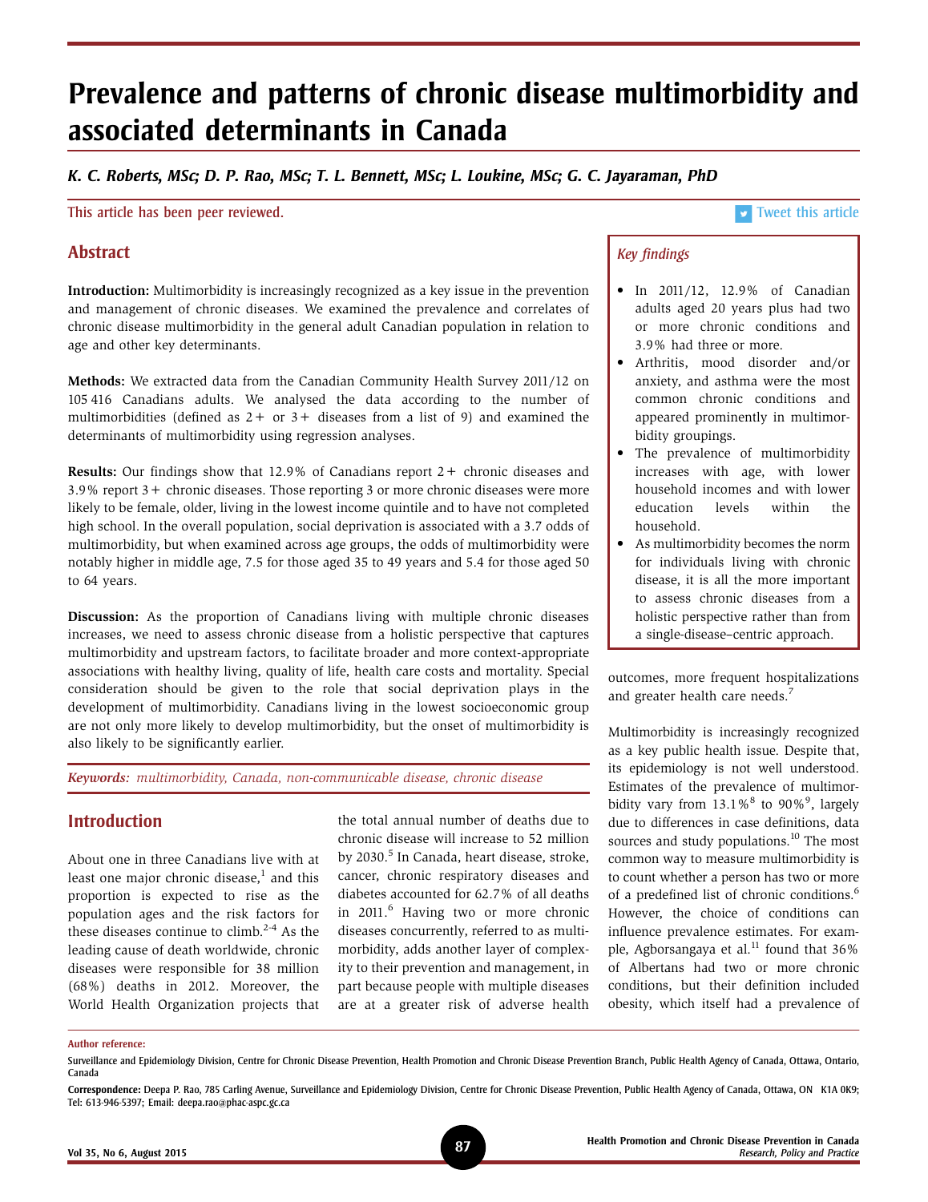# Prevalence and patterns of chronic disease multimorbidity and associated determinants in Canada

***K. C. Roberts, MSc; D. P. Rao, MSc; T. L. Bennett, MSc; L. Loukine, MSc; G. C. Jayaraman, PhD***

This article has been peer reviewed.

Tweet this article

## Abstract

**Introduction:** Multimorbidity is increasingly recognized as a key issue in the prevention and management of chronic diseases. We examined the prevalence and correlates of chronic disease multimorbidity in the general adult Canadian population in relation to age and other key determinants.

**Methods:** We extracted data from the Canadian Community Health Survey 2011/12 on 105 416 Canadians adults. We analysed the data according to the number of multimorbidities (defined as 2+ or 3+ diseases from a list of 9) and examined the determinants of multimorbidity using regression analyses.

**Results:** Our findings show that 12.9% of Canadians report 2+ chronic diseases and 3.9% report 3+ chronic diseases. Those reporting 3 or more chronic diseases were more likely to be female, older, living in the lowest income quintile and to have not completed high school. In the overall population, social deprivation is associated with a 3.7 odds of multimorbidity, but when examined across age groups, the odds of multimorbidity were notably higher in middle age, 7.5 for those aged 35 to 49 years and 5.4 for those aged 50 to 64 years.

**Discussion:** As the proportion of Canadians living with multiple chronic diseases increases, we need to assess chronic disease from a holistic perspective that captures multimorbidity and upstream factors, to facilitate broader and more context-appropriate associations with healthy living, quality of life, health care costs and mortality. Special consideration should be given to the role that social deprivation plays in the development of multimorbidity. Canadians living in the lowest socioeconomic group are not only more likely to develop multimorbidity, but the onset of multimorbidity is also likely to be significantly earlier.

***Keywords:*** *multimorbidity, Canada, non-communicable disease, chronic disease*

### *Key findings*

- In 2011/12, 12.9% of Canadian adults aged 20 years plus had two or more chronic conditions and 3.9% had three or more.
- Arthritis, mood disorder and/or anxiety, and asthma were the most common chronic conditions and appeared prominently in multimorbidity groupings.
- The prevalence of multimorbidity increases with age, with lower household incomes and with lower education levels within the household.
- As multimorbidity becomes the norm for individuals living with chronic disease, it is all the more important to assess chronic diseases from a holistic perspective rather than from a single-disease–centric approach.

## Introduction

About one in three Canadians live with at least one major chronic disease,[1] and this proportion is expected to rise as the population ages and the risk factors for these diseases continue to climb.[2-4] As the leading cause of death worldwide, chronic diseases were responsible for 38 million (68%) deaths in 2012. Moreover, the World Health Organization projects that the total annual number of deaths due to chronic disease will increase to 52 million by 2030.[5] In Canada, heart disease, stroke, cancer, chronic respiratory diseases and diabetes accounted for 62.7% of all deaths in 2011.[6] Having two or more chronic diseases concurrently, referred to as multimorbidity, adds another layer of complexity to their prevention and management, in part because people with multiple diseases are at a greater risk of adverse health outcomes, more frequent hospitalizations and greater health care needs.[7]

Multimorbidity is increasingly recognized as a key public health issue. Despite that, its epidemiology is not well understood. Estimates of the prevalence of multimorbidity vary from 13.1%[8] to 90%[9], largely due to differences in case definitions, data sources and study populations.[10] The most common way to measure multimorbidity is to count whether a person has two or more of a predefined list of chronic conditions.[6] However, the choice of conditions can influence prevalence estimates. For example, Agborsangaya et al.[11] found that 36% of Albertans had two or more chronic conditions, but their definition included obesity, which itself had a prevalence of

**Author reference:**

Surveillance and Epidemiology Division, Centre for Chronic Disease Prevention, Health Promotion and Chronic Disease Prevention Branch, Public Health Agency of Canada, Ottawa, Ontario, Canada

**Correspondence:** Deepa P. Rao, 785 Carling Avenue, Surveillance and Epidemiology Division, Centre for Chronic Disease Prevention, Public Health Agency of Canada, Ottawa, ON K1A 0K9; Tel: 613-946-5397; Email: deepa.rao@phac-aspc.gc.ca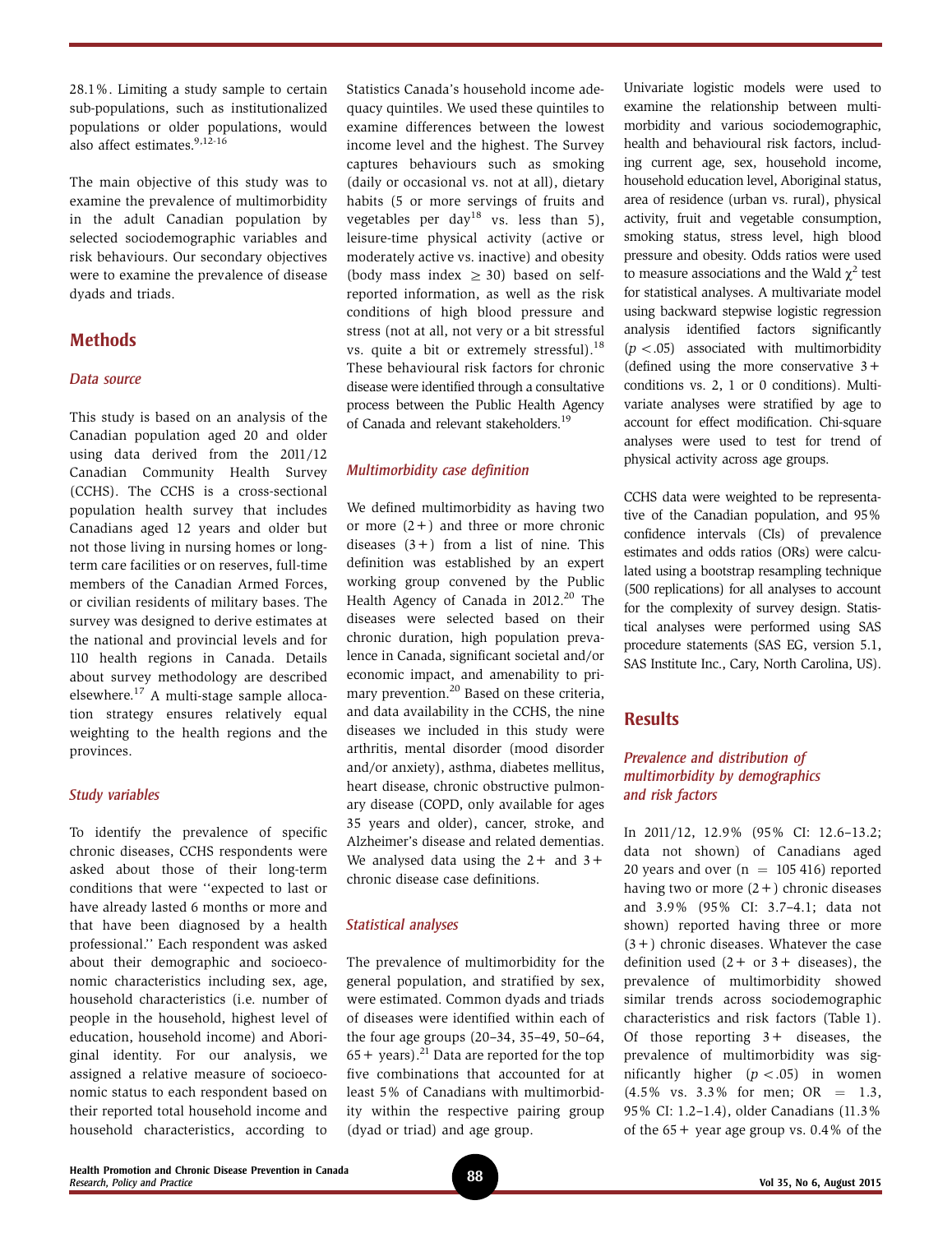28.1%. Limiting a study sample to certain sub-populations, such as institutionalized populations or older populations, would also affect estimates.[9,12-16]

The main objective of this study was to examine the prevalence of multimorbidity in the adult Canadian population by selected sociodemographic variables and risk behaviours. Our secondary objectives were to examine the prevalence of disease dyads and triads.

## Methods

### Data source

This study is based on an analysis of the Canadian population aged 20 and older using data derived from the 2011/12 Canadian Community Health Survey (CCHS). The CCHS is a cross-sectional population health survey that includes Canadians aged 12 years and older but not those living in nursing homes or long-term care facilities or on reserves, full-time members of the Canadian Armed Forces, or civilian residents of military bases. The survey was designed to derive estimates at the national and provincial levels and for 110 health regions in Canada. Details about survey methodology are described elsewhere.[17] A multi-stage sample allocation strategy ensures relatively equal weighting to the health regions and the provinces.

### Study variables

To identify the prevalence of specific chronic diseases, CCHS respondents were asked about those of their long-term conditions that were ''expected to last or have already lasted 6 months or more and that have been diagnosed by a health professional.'' Each respondent was asked about their demographic and socioeconomic characteristics including sex, age, household characteristics (i.e. number of people in the household, highest level of education, household income) and Aboriginal identity. For our analysis, we assigned a relative measure of socioeconomic status to each respondent based on their reported total household income and household characteristics, according to Statistics Canada's household income adequacy quintiles. We used these quintiles to examine differences between the lowest income level and the highest. The Survey captures behaviours such as smoking (daily or occasional vs. not at all), dietary habits (5 or more servings of fruits and vegetables per day[18] vs. less than 5), leisure-time physical activity (active or moderately active vs. inactive) and obesity (body mass index $\geq$ 30) based on self-reported information, as well as the risk conditions of high blood pressure and stress (not at all, not very or a bit stressful vs. quite a bit or extremely stressful).[18] These behavioural risk factors for chronic disease were identified through a consultative process between the Public Health Agency of Canada and relevant stakeholders.[19]

### Multimorbidity case definition

We defined multimorbidity as having two or more (2+) and three or more chronic diseases (3+) from a list of nine. This definition was established by an expert working group convened by the Public Health Agency of Canada in 2012.[20] The diseases were selected based on their chronic duration, high population prevalence in Canada, significant societal and/or economic impact, and amenability to primary prevention.[20] Based on these criteria, and data availability in the CCHS, the nine diseases we included in this study were arthritis, mental disorder (mood disorder and/or anxiety), asthma, diabetes mellitus, heart disease, chronic obstructive pulmonary disease (COPD, only available for ages 35 years and older), cancer, stroke, and Alzheimer's disease and related dementias. We analysed data using the 2+ and 3+ chronic disease case definitions.

### Statistical analyses

The prevalence of multimorbidity for the general population, and stratified by sex, were estimated. Common dyads and triads of diseases were identified within each of the four age groups (20–34, 35–49, 50–64, 65+ years).[21] Data are reported for the top five combinations that accounted for at least 5% of Canadians with multimorbidity within the respective pairing group (dyad or triad) and age group.

Univariate logistic models were used to examine the relationship between multimorbidity and various sociodemographic, health and behavioural risk factors, including current age, sex, household income, household education level, Aboriginal status, area of residence (urban vs. rural), physical activity, fruit and vegetable consumption, smoking status, stress level, high blood pressure and obesity. Odds ratios were used to measure associations and the Wald $\chi^2$ test for statistical analyses. A multivariate model using backward stepwise logistic regression analysis identified factors significantly ($p < .05$) associated with multimorbidity (defined using the more conservative 3+ conditions vs. 2, 1 or 0 conditions). Multivariate analyses were stratified by age to account for effect modification. Chi-square analyses were used to test for trend of physical activity across age groups.

CCHS data were weighted to be representative of the Canadian population, and 95% confidence intervals (CIs) of prevalence estimates and odds ratios (ORs) were calculated using a bootstrap resampling technique (500 replications) for all analyses to account for the complexity of survey design. Statistical analyses were performed using SAS procedure statements (SAS EG, version 5.1, SAS Institute Inc., Cary, North Carolina, US).

## Results

### Prevalence and distribution of multimorbidity by demographics and risk factors

In 2011/12, 12.9% (95% CI: 12.6–13.2; data not shown) of Canadians aged 20 years and over (n = 105 416) reported having two or more (2+) chronic diseases and 3.9% (95% CI: 3.7–4.1; data not shown) reported having three or more (3+) chronic diseases. Whatever the case definition used (2+ or 3+ diseases), the prevalence of multimorbidity showed similar trends across sociodemographic characteristics and risk factors (Table 1). Of those reporting 3+ diseases, the prevalence of multimorbidity was significantly higher ($p < .05$) in women (4.5% vs. 3.3% for men; OR = 1.3, 95% CI: 1.2–1.4), older Canadians (11.3% of the 65+ year age group vs. 0.4% of the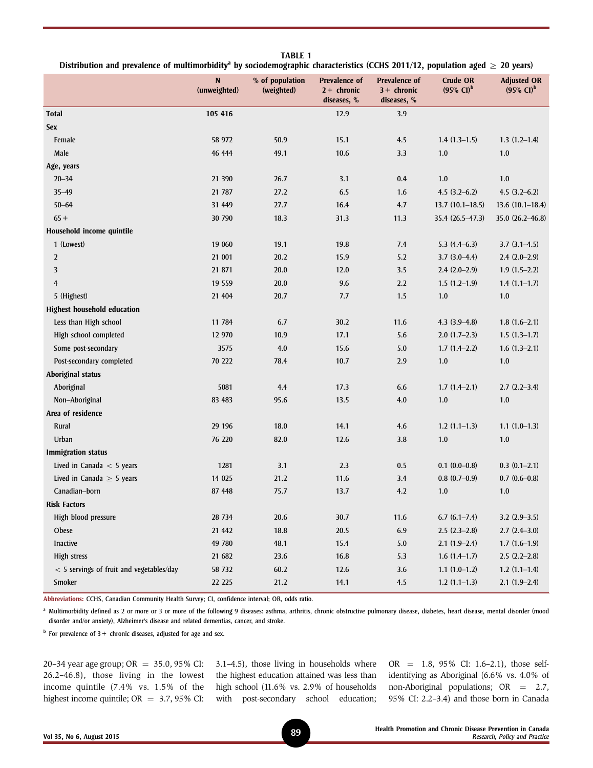**TABLE 1**
**Distribution and prevalence of multimorbidity[a] by sociodemographic characteristics (CCHS 2011/12, population aged ≥ 20 years)**

| | N (unweighted) | % of population (weighted) | Prevalence of 2+ chronic diseases, % | Prevalence of 3+ chronic diseases, % | Crude OR (95% CI)[b] | Adjusted OR (95% CI)[b] |
|---|---|---|---|---|---|---|
| **Total** | **105 416** | | 12.9 | 3.9 | | |
| **Sex** | | | | | | |
| Female | 58 972 | 50.9 | 15.1 | 4.5 | 1.4 (1.3–1.5) | 1.3 (1.2–1.4) |
| Male | 46 444 | 49.1 | 10.6 | 3.3 | 1.0 | 1.0 |
| **Age, years** | | | | | | |
| 20–34 | 21 390 | 26.7 | 3.1 | 0.4 | 1.0 | 1.0 |
| 35–49 | 21 787 | 27.2 | 6.5 | 1.6 | 4.5 (3.2–6.2) | 4.5 (3.2–6.2) |
| 50–64 | 31 449 | 27.7 | 16.4 | 4.7 | 13.7 (10.1–18.5) | 13.6 (10.1–18.4) |
| 65+ | 30 790 | 18.3 | 31.3 | 11.3 | 35.4 (26.5–47.3) | 35.0 (26.2–46.8) |
| **Household income quintile** | | | | | | |
| 1 (Lowest) | 19 060 | 19.1 | 19.8 | 7.4 | 5.3 (4.4–6.3) | 3.7 (3.1–4.5) |
| 2 | 21 001 | 20.2 | 15.9 | 5.2 | 3.7 (3.0–4.4) | 2.4 (2.0–2.9) |
| 3 | 21 871 | 20.0 | 12.0 | 3.5 | 2.4 (2.0–2.9) | 1.9 (1.5–2.2) |
| 4 | 19 559 | 20.0 | 9.6 | 2.2 | 1.5 (1.2–1.9) | 1.4 (1.1–1.7) |
| 5 (Highest) | 21 404 | 20.7 | 7.7 | 1.5 | 1.0 | 1.0 |
| **Highest household education** | | | | | | |
| Less than High school | 11 784 | 6.7 | 30.2 | 11.6 | 4.3 (3.9–4.8) | 1.8 (1.6–2.1) |
| High school completed | 12 970 | 10.9 | 17.1 | 5.6 | 2.0 (1.7–2.3) | 1.5 (1.3–1.7) |
| Some post-secondary | 3575 | 4.0 | 15.6 | 5.0 | 1.7 (1.4–2.2) | 1.6 (1.3–2.1) |
| Post-secondary completed | 70 222 | 78.4 | 10.7 | 2.9 | 1.0 | 1.0 |
| **Aboriginal status** | | | | | | |
| Aboriginal | 5081 | 4.4 | 17.3 | 6.6 | 1.7 (1.4–2.1) | 2.7 (2.2–3.4) |
| Non–Aboriginal | 83 483 | 95.6 | 13.5 | 4.0 | 1.0 | 1.0 |
| **Area of residence** | | | | | | |
| Rural | 29 196 | 18.0 | 14.1 | 4.6 | 1.2 (1.1–1.3) | 1.1 (1.0–1.3) |
| Urban | 76 220 | 82.0 | 12.6 | 3.8 | 1.0 | 1.0 |
| **Immigration status** | | | | | | |
| Lived in Canada < 5 years | 1281 | 3.1 | 2.3 | 0.5 | 0.1 (0.0–0.8) | 0.3 (0.1–2.1) |
| Lived in Canada ≥ 5 years | 14 025 | 21.2 | 11.6 | 3.4 | 0.8 (0.7–0.9) | 0.7 (0.6–0.8) |
| Canadian–born | 87 448 | 75.7 | 13.7 | 4.2 | 1.0 | 1.0 |
| **Risk Factors** | | | | | | |
| High blood pressure | 28 734 | 20.6 | 30.7 | 11.6 | 6.7 (6.1–7.4) | 3.2 (2.9–3.5) |
| Obese | 21 442 | 18.8 | 20.5 | 6.9 | 2.5 (2.3–2.8) | 2.7 (2.4–3.0) |
| Inactive | 49 780 | 48.1 | 15.4 | 5.0 | 2.1 (1.9–2.4) | 1.7 (1.6–1.9) |
| High stress | 21 682 | 23.6 | 16.8 | 5.3 | 1.6 (1.4–1.7) | 2.5 (2.2–2.8) |
| < 5 servings of fruit and vegetables/day | 58 732 | 60.2 | 12.6 | 3.6 | 1.1 (1.0–1.2) | 1.2 (1.1–1.4) |
| Smoker | 22 225 | 21.2 | 14.1 | 4.5 | 1.2 (1.1–1.3) | 2.1 (1.9–2.4) |

**Abbreviations:** CCHS, Canadian Community Health Survey; CI, confidence interval; OR, odds ratio.

[a] Multimorbidity defined as 2 or more or 3 or more of the following 9 diseases: asthma, arthritis, chronic obstructive pulmonary disease, diabetes, heart disease, mental disorder (mood disorder and/or anxiety), Alzheimer's disease and related dementias, cancer, and stroke.

[b] For prevalence of 3+ chronic diseases, adjusted for age and sex.

20–34 year age group; OR = 35.0, 95% CI: 26.2–46.8), those living in the lowest income quintile (7.4% vs. 1.5% of the highest income quintile; OR = 3.7, 95% CI: 3.1–4.5), those living in households where the highest education attained was less than high school (11.6% vs. 2.9% of households with post-secondary school education; OR = 1.8, 95% CI: 1.6–2.1), those self-identifying as Aboriginal (6.6% vs. 4.0% of non-Aboriginal populations; OR = 2.7, 95% CI: 2.2–3.4) and those born in Canada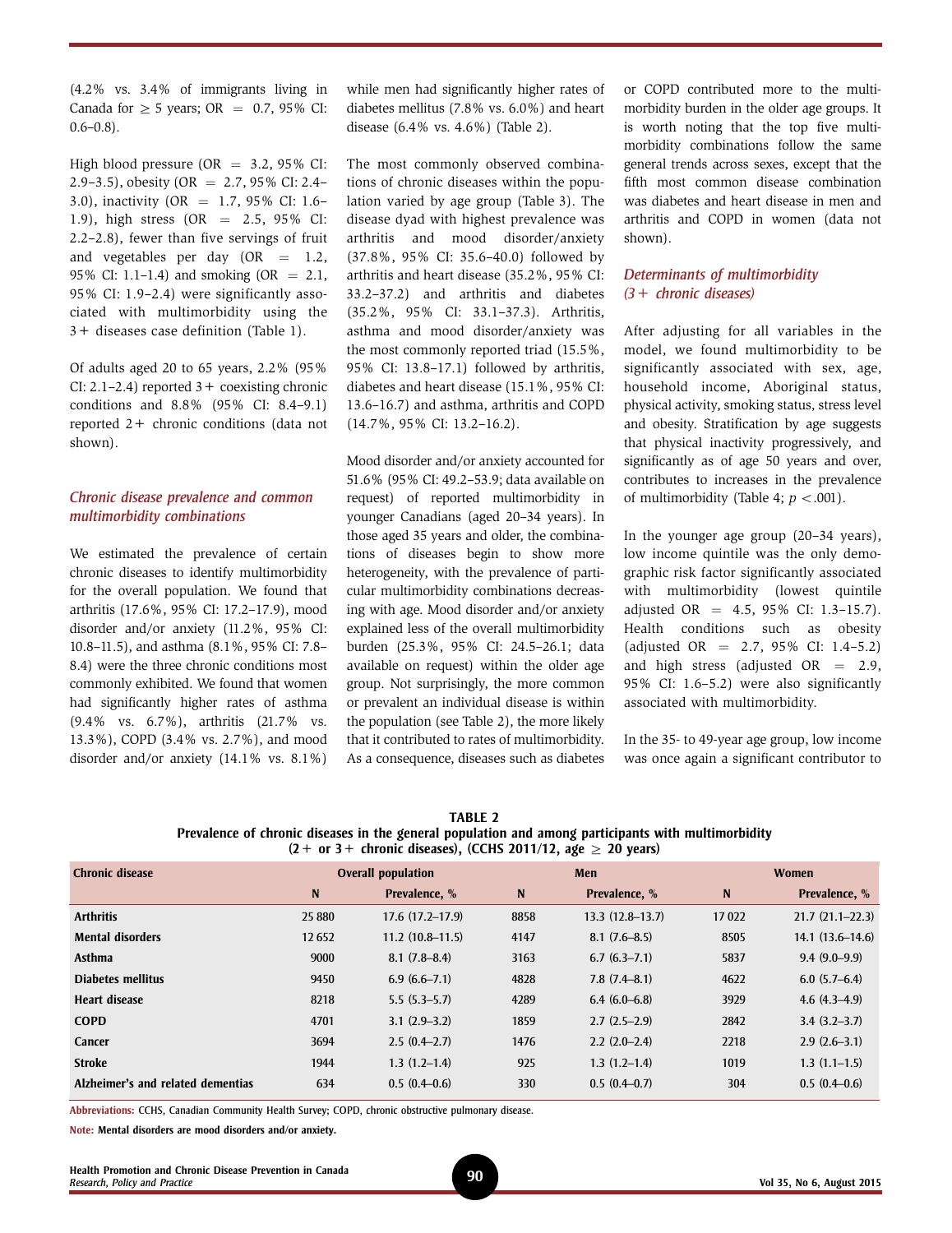(4.2% vs. 3.4% of immigrants living in Canada for ≥ 5 years; OR = 0.7, 95% CI: 0.6–0.8).

High blood pressure (OR = 3.2, 95% CI: 2.9–3.5), obesity (OR = 2.7, 95% CI: 2.4–3.0), inactivity (OR = 1.7, 95% CI: 1.6–1.9), high stress (OR = 2.5, 95% CI: 2.2–2.8), fewer than five servings of fruit and vegetables per day (OR = 1.2, 95% CI: 1.1–1.4) and smoking (OR = 2.1, 95% CI: 1.9–2.4) were significantly associated with multimorbidity using the 3+ diseases case definition (Table 1).

Of adults aged 20 to 65 years, 2.2% (95% CI: 2.1–2.4) reported 3+ coexisting chronic conditions and 8.8% (95% CI: 8.4–9.1) reported 2+ chronic conditions (data not shown).

### *Chronic disease prevalence and common multimorbidity combinations*

We estimated the prevalence of certain chronic diseases to identify multimorbidity for the overall population. We found that arthritis (17.6%, 95% CI: 17.2–17.9), mood disorder and/or anxiety (11.2%, 95% CI: 10.8–11.5), and asthma (8.1%, 95% CI: 7.8–8.4) were the three chronic conditions most commonly exhibited. We found that women had significantly higher rates of asthma (9.4% vs. 6.7%), arthritis (21.7% vs. 13.3%), COPD (3.4% vs. 2.7%), and mood disorder and/or anxiety (14.1% vs. 8.1%) while men had significantly higher rates of diabetes mellitus (7.8% vs. 6.0%) and heart disease (6.4% vs. 4.6%) (Table 2).

The most commonly observed combinations of chronic diseases within the population varied by age group (Table 3). The disease dyad with highest prevalence was arthritis and mood disorder/anxiety (37.8%, 95% CI: 35.6–40.0) followed by arthritis and heart disease (35.2%, 95% CI: 33.2–37.2) and arthritis and diabetes (35.2%, 95% CI: 33.1–37.3). Arthritis, asthma and mood disorder/anxiety was the most commonly reported triad (15.5%, 95% CI: 13.8–17.1) followed by arthritis, diabetes and heart disease (15.1%, 95% CI: 13.6–16.7) and asthma, arthritis and COPD (14.7%, 95% CI: 13.2–16.2).

Mood disorder and/or anxiety accounted for 51.6% (95% CI: 49.2–53.9; data available on request) of reported multimorbidity in younger Canadians (aged 20–34 years). In those aged 35 years and older, the combinations of diseases begin to show more heterogeneity, with the prevalence of particular multimorbidity combinations decreasing with age. Mood disorder and/or anxiety explained less of the overall multimorbidity burden (25.3%, 95% CI: 24.5–26.1; data available on request) within the older age group. Not surprisingly, the more common or prevalent an individual disease is within the population (see Table 2), the more likely that it contributed to rates of multimorbidity. As a consequence, diseases such as diabetes or COPD contributed more to the multimorbidity burden in the older age groups. It is worth noting that the top five multimorbidity combinations follow the same general trends across sexes, except that the fifth most common disease combination was diabetes and heart disease in men and arthritis and COPD in women (data not shown).

### *Determinants of multimorbidity (3+ chronic diseases)*

After adjusting for all variables in the model, we found multimorbidity to be significantly associated with sex, age, household income, Aboriginal status, physical activity, smoking status, stress level and obesity. Stratification by age suggests that physical inactivity progressively, and significantly as of age 50 years and over, contributes to increases in the prevalence of multimorbidity (Table 4; $p < .001$).

In the younger age group (20–34 years), low income quintile was the only demographic risk factor significantly associated with multimorbidity (lowest quintile adjusted OR = 4.5, 95% CI: 1.3–15.7). Health conditions such as obesity (adjusted OR = 2.7, 95% CI: 1.4–5.2) and high stress (adjusted OR = 2.9, 95% CI: 1.6–5.2) were also significantly associated with multimorbidity.

In the 35- to 49-year age group, low income was once again a significant contributor to

**TABLE 2**
**Prevalence of chronic diseases in the general population and among participants with multimorbidity (2+ or 3+ chronic diseases), (CCHS 2011/12, age ≥ 20 years)**

| Chronic disease | Overall population | | Men | | Women | |
|---|---|---|---|---|---|---|
| | N | Prevalence, % | N | Prevalence, % | N | Prevalence, % |
| **Arthritis** | 25 880 | 17.6 (17.2–17.9) | 8858 | 13.3 (12.8–13.7) | 17 022 | 21.7 (21.1–22.3) |
| **Mental disorders** | 12 652 | 11.2 (10.8–11.5) | 4147 | 8.1 (7.6–8.5) | 8505 | 14.1 (13.6–14.6) |
| **Asthma** | 9000 | 8.1 (7.8–8.4) | 3163 | 6.7 (6.3–7.1) | 5837 | 9.4 (9.0–9.9) |
| **Diabetes mellitus** | 9450 | 6.9 (6.6–7.1) | 4828 | 7.8 (7.4–8.1) | 4622 | 6.0 (5.7–6.4) |
| **Heart disease** | 8218 | 5.5 (5.3–5.7) | 4289 | 6.4 (6.0–6.8) | 3929 | 4.6 (4.3–4.9) |
| **COPD** | 4701 | 3.1 (2.9–3.2) | 1859 | 2.7 (2.5–2.9) | 2842 | 3.4 (3.2–3.7) |
| **Cancer** | 3694 | 2.5 (0.4–2.7) | 1476 | 2.2 (2.0–2.4) | 2218 | 2.9 (2.6–3.1) |
| **Stroke** | 1944 | 1.3 (1.2–1.4) | 925 | 1.3 (1.2–1.4) | 1019 | 1.3 (1.1–1.5) |
| **Alzheimer's and related dementias** | 634 | 0.5 (0.4–0.6) | 330 | 0.5 (0.4–0.7) | 304 | 0.5 (0.4–0.6) |

**Abbreviations:** CCHS, Canadian Community Health Survey; COPD, chronic obstructive pulmonary disease.

**Note: Mental disorders are mood disorders and/or anxiety.**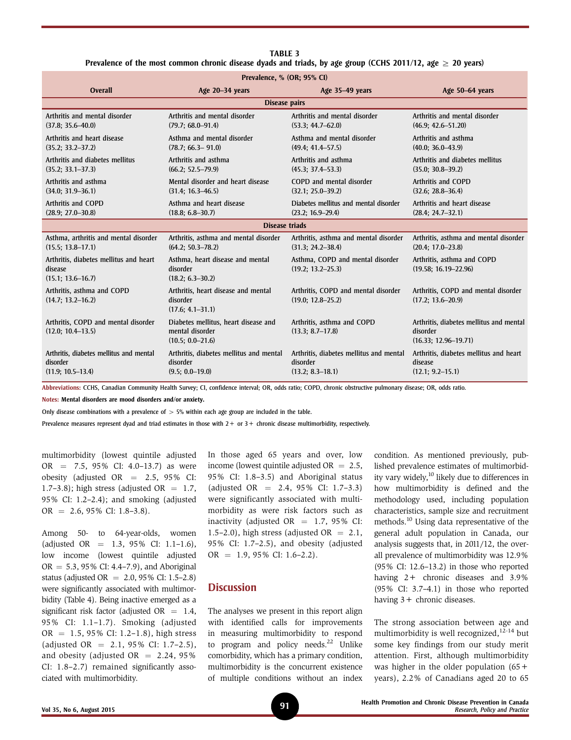**TABLE 3**
**Prevalence of the most common chronic disease dyads and triads, by age group (CCHS 2011/12, age ≥ 20 years)**

| Prevalence, % (OR; 95% CI) | | | |
|---|---|---|---|
| **Overall** | **Age 20–34 years** | **Age 35–49 years** | **Age 50–64 years** |
| **Disease pairs** | | | |
| Arthritis and mental disorder (37.8; 35.6–40.0) | Arthritis and mental disorder (79.7; 68.0–91.4) | Arthritis and mental disorder (53.3; 44.7–62.0) | Arthritis and mental disorder (46.9; 42.6–51.20) |
| Arthritis and heart disease (35.2; 33.2–37.2) | Asthma and mental disorder (78.7; 66.3– 91.0) | Asthma and mental disorder (49.4; 41.4–57.5) | Arthritis and asthma (40.0; 36.0–43.9) |
| Arthritis and diabetes mellitus (35.2; 33.1–37.3) | Arthritis and asthma (66.2; 52.5–79.9) | Arthritis and asthma (45.3; 37.4–53.3) | Arthritis and diabetes mellitus (35.0; 30.8–39.2) |
| Arthritis and asthma (34.0; 31.9–36.1) | Mental disorder and heart disease (31.4; 16.3–46.5) | COPD and mental disorder (32.1; 25.0–39.2) | Arthritis and COPD (32.6; 28.8–36.4) |
| Arthritis and COPD (28.9; 27.0–30.8) | Asthma and heart disease (18.8; 6.8–30.7) | Diabetes mellitus and mental disorder (23.2; 16.9–29.4) | Arthritis and heart disease (28.4; 24.7–32.1) |
| **Disease triads** | | | |
| Asthma, arthritis and mental disorder (15.5; 13.8–17.1) | Arthritis, asthma and mental disorder (64.2; 50.3–78.2) | Arthritis, asthma and mental disorder (31.3; 24.2–38.4) | Arthritis, asthma and mental disorder (20.4; 17.0–23.8) |
| Arthritis, diabetes mellitus and heart disease (15.1; 13.6–16.7) | Asthma, heart disease and mental disorder (18.2; 6.3–30.2) | Asthma, COPD and mental disorder (19.2; 13.2–25.3) | Arthritis, asthma and COPD (19.58; 16.19–22.96) |
| Arthritis, asthma and COPD (14.7; 13.2–16.2) | Arthritis, heart disease and mental disorder (17.6; 4.1–31.1) | Arthritis, COPD and mental disorder (19.0; 12.8–25.2) | Arthritis, COPD and mental disorder (17.2; 13.6–20.9) |
| Arthritis, COPD and mental disorder (12.0; 10.4–13.5) | Diabetes mellitus, heart disease and mental disorder (10.5; 0.0–21.6) | Arthritis, asthma and COPD (13.3; 8.7–17.8) | Arthritis, diabetes mellitus and mental disorder (16.33; 12.96–19.71) |
| Arthritis, diabetes mellitus and mental disorder (11.9; 10.5–13.4) | Arthritis, diabetes mellitus and mental disorder (9.5; 0.0–19.0) | Arthritis, diabetes mellitus and mental disorder (13.2; 8.3–18.1) | Arthritis, diabetes mellitus and heart disease (12.1; 9.2–15.1) |

**Abbreviations:** CCHS, Canadian Community Health Survey; CI, confidence interval; OR, odds ratio; COPD, chronic obstructive pulmonary disease; OR, odds ratio.

**Notes:** **Mental disorders are mood disorders and/or anxiety.**

Only disease combinations with a prevalence of > 5% within each age group are included in the table.

Prevalence measures represent dyad and triad estimates in those with 2+ or 3+ chronic disease multimorbidity, respectively.

multimorbidity (lowest quintile adjusted OR = 7.5, 95% CI: 4.0–13.7) as were obesity (adjusted OR = 2.5, 95% CI: 1.7–3.8); high stress (adjusted OR = 1.7, 95% CI: 1.2–2.4); and smoking (adjusted OR = 2.6, 95% CI: 1.8–3.8).

Among 50- to 64-year-olds, women (adjusted OR = 1.3, 95% CI: 1.1–1.6), low income (lowest quintile adjusted OR = 5.3, 95% CI: 4.4–7.9), and Aboriginal status (adjusted OR = 2.0, 95% CI: 1.5–2.8) were significantly associated with multimorbidity (Table 4). Being inactive emerged as a significant risk factor (adjusted OR = 1.4, 95% CI: 1.1–1.7). Smoking (adjusted OR = 1.5, 95% CI: 1.2–1.8), high stress (adjusted OR = 2.1, 95% CI: 1.7–2.5), and obesity (adjusted OR = 2.24, 95% CI: 1.8–2.7) remained significantly associated with multimorbidity.

In those aged 65 years and over, low income (lowest quintile adjusted OR = 2.5, 95% CI: 1.8–3.5) and Aboriginal status (adjusted OR = 2.4, 95% CI: 1.7–3.3) were significantly associated with multimorbidity as were risk factors such as inactivity (adjusted OR = 1.7, 95% CI: 1.5–2.0), high stress (adjusted OR = 2.1, 95% CI: 1.7–2.5), and obesity (adjusted OR = 1.9, 95% CI: 1.6–2.2).

## Discussion

The analyses we present in this report align with identified calls for improvements in measuring multimorbidity to respond to program and policy needs.[22] Unlike comorbidity, which has a primary condition, multimorbidity is the concurrent existence of multiple conditions without an index condition. As mentioned previously, published prevalence estimates of multimorbidity vary widely,[10] likely due to differences in how multimorbidity is defined and the methodology used, including population characteristics, sample size and recruitment methods.[10] Using data representative of the general adult population in Canada, our analysis suggests that, in 2011/12, the overall prevalence of multimorbidity was 12.9% (95% CI: 12.6–13.2) in those who reported having 2+ chronic diseases and 3.9% (95% CI: 3.7–4.1) in those who reported having 3+ chronic diseases.

The strong association between age and multimorbidity is well recognized,[12-14] but some key findings from our study merit attention. First, although multimorbidity was higher in the older population (65+ years), 2.2% of Canadians aged 20 to 65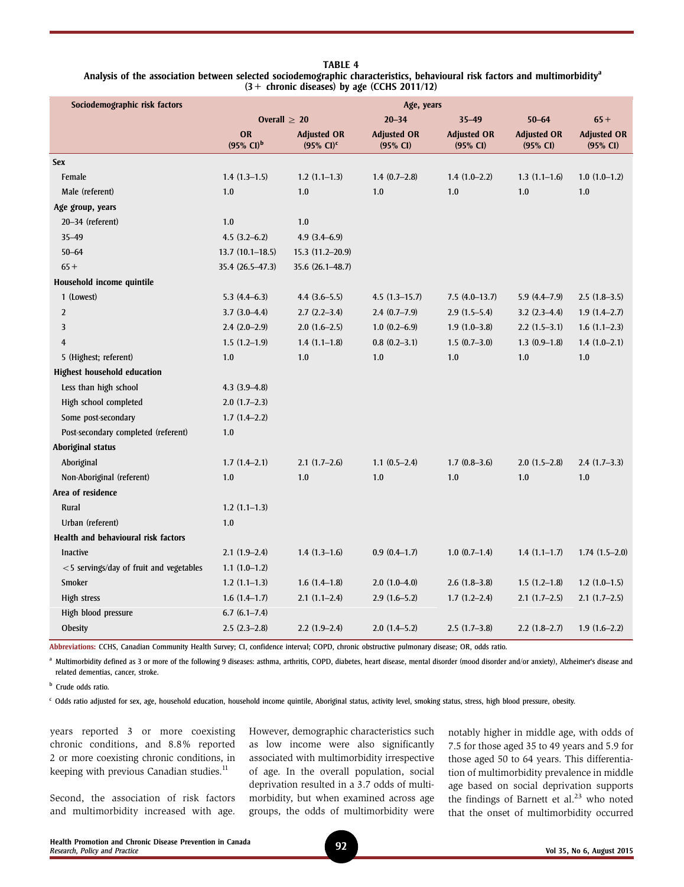**TABLE 4**
**Analysis of the association between selected sociodemographic characteristics, behavioural risk factors and multimorbidity[a] (3+ chronic diseases) by age (CCHS 2011/12)**

| Sociodemographic risk factors | Age, years | | | | | |
|---|---|---|---|---|---|---|
| | Overall ≥ 20 | | 20–34 | 35–49 | 50–64 | 65+ |
| | OR (95% CI)[b] | Adjusted OR (95% CI)[c] | Adjusted OR (95% CI) | Adjusted OR (95% CI) | Adjusted OR (95% CI) | Adjusted OR (95% CI) |
| **Sex** | | | | | | |
| Female | 1.4 (1.3–1.5) | 1.2 (1.1–1.3) | 1.4 (0.7–2.8) | 1.4 (1.0–2.2) | 1.3 (1.1–1.6) | 1.0 (1.0–1.2) |
| Male (referent) | 1.0 | 1.0 | 1.0 | 1.0 | 1.0 | 1.0 |
| **Age group, years** | | | | | | |
| 20–34 (referent) | 1.0 | 1.0 | | | | |
| 35–49 | 4.5 (3.2–6.2) | 4.9 (3.4–6.9) | | | | |
| 50–64 | 13.7 (10.1–18.5) | 15.3 (11.2–20.9) | | | | |
| 65+ | 35.4 (26.5–47.3) | 35.6 (26.1–48.7) | | | | |
| **Household income quintile** | | | | | | |
| 1 (Lowest) | 5.3 (4.4–6.3) | 4.4 (3.6–5.5) | 4.5 (1.3–15.7) | 7.5 (4.0–13.7) | 5.9 (4.4–7.9) | 2.5 (1.8–3.5) |
| 2 | 3.7 (3.0–4.4) | 2.7 (2.2–3.4) | 2.4 (0.7–7.9) | 2.9 (1.5–5.4) | 3.2 (2.3–4.4) | 1.9 (1.4–2.7) |
| 3 | 2.4 (2.0–2.9) | 2.0 (1.6–2.5) | 1.0 (0.2–6.9) | 1.9 (1.0–3.8) | 2.2 (1.5–3.1) | 1.6 (1.1–2.3) |
| 4 | 1.5 (1.2–1.9) | 1.4 (1.1–1.8) | 0.8 (0.2–3.1) | 1.5 (0.7–3.0) | 1.3 (0.9–1.8) | 1.4 (1.0–2.1) |
| 5 (Highest; referent) | 1.0 | 1.0 | 1.0 | 1.0 | 1.0 | 1.0 |
| **Highest household education** | | | | | | |
| Less than high school | 4.3 (3.9–4.8) | | | | | |
| High school completed | 2.0 (1.7–2.3) | | | | | |
| Some post-secondary | 1.7 (1.4–2.2) | | | | | |
| Post-secondary completed (referent) | 1.0 | | | | | |
| **Aboriginal status** | | | | | | |
| Aboriginal | 1.7 (1.4–2.1) | 2.1 (1.7–2.6) | 1.1 (0.5–2.4) | 1.7 (0.8–3.6) | 2.0 (1.5–2.8) | 2.4 (1.7–3.3) |
| Non-Aboriginal (referent) | 1.0 | 1.0 | 1.0 | 1.0 | 1.0 | 1.0 |
| **Area of residence** | | | | | | |
| Rural | 1.2 (1.1–1.3) | | | | | |
| Urban (referent) | 1.0 | | | | | |
| **Health and behavioural risk factors** | | | | | | |
| Inactive | 2.1 (1.9–2.4) | 1.4 (1.3–1.6) | 0.9 (0.4–1.7) | 1.0 (0.7–1.4) | 1.4 (1.1–1.7) | 1.74 (1.5–2.0) |
| <5 servings/day of fruit and vegetables | 1.1 (1.0–1.2) | | | | | |
| Smoker | 1.2 (1.1–1.3) | 1.6 (1.4–1.8) | 2.0 (1.0–4.0) | 2.6 (1.8–3.8) | 1.5 (1.2–1.8) | 1.2 (1.0–1.5) |
| High stress | 1.6 (1.4–1.7) | 2.1 (1.1–2.4) | 2.9 (1.6–5.2) | 1.7 (1.2–2.4) | 2.1 (1.7–2.5) | 2.1 (1.7–2.5) |
| High blood pressure | 6.7 (6.1–7.4) | | | | | |
| Obesity | 2.5 (2.3–2.8) | 2.2 (1.9–2.4) | 2.0 (1.4–5.2) | 2.5 (1.7–3.8) | 2.2 (1.8–2.7) | 1.9 (1.6–2.2) |

**Abbreviations:** CCHS, Canadian Community Health Survey; CI, confidence interval; COPD, chronic obstructive pulmonary disease; OR, odds ratio.

[a] Multimorbidity defined as 3 or more of the following 9 diseases: asthma, arthritis, COPD, diabetes, heart disease, mental disorder (mood disorder and/or anxiety), Alzheimer's disease and related dementias, cancer, stroke.

[b] Crude odds ratio.

[c] Odds ratio adjusted for sex, age, household education, household income quintile, Aboriginal status, activity level, smoking status, stress, high blood pressure, obesity.

years reported 3 or more coexisting chronic conditions, and 8.8% reported 2 or more coexisting chronic conditions, in keeping with previous Canadian studies.[11]

Second, the association of risk factors and multimorbidity increased with age. However, demographic characteristics such as low income were also significantly associated with multimorbidity irrespective of age. In the overall population, social deprivation resulted in a 3.7 odds of multimorbidity, but when examined across age groups, the odds of multimorbidity were notably higher in middle age, with odds of 7.5 for those aged 35 to 49 years and 5.9 for those aged 50 to 64 years. This differentiation of multimorbidity prevalence in middle age based on social deprivation supports the findings of Barnett et al.[23] who noted that the onset of multimorbidity occurred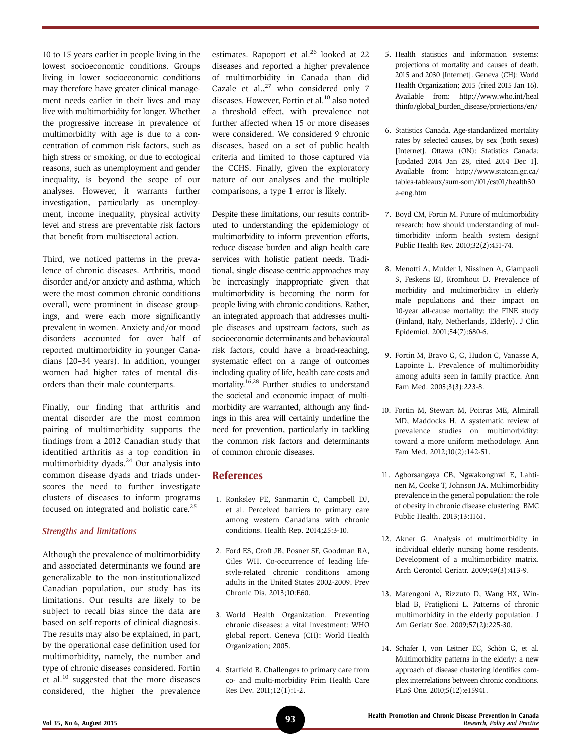10 to 15 years earlier in people living in the lowest socioeconomic conditions. Groups living in lower socioeconomic conditions may therefore have greater clinical management needs earlier in their lives and may live with multimorbidity for longer. Whether the progressive increase in prevalence of multimorbidity with age is due to a concentration of common risk factors, such as high stress or smoking, or due to ecological reasons, such as unemployment and gender inequality, is beyond the scope of our analyses. However, it warrants further investigation, particularly as unemployment, income inequality, physical activity level and stress are preventable risk factors that benefit from multisectoral action.

Third, we noticed patterns in the prevalence of chronic diseases. Arthritis, mood disorder and/or anxiety and asthma, which were the most common chronic conditions overall, were prominent in disease groupings, and were each more significantly prevalent in women. Anxiety and/or mood disorders accounted for over half of reported multimorbidity in younger Canadians (20–34 years). In addition, younger women had higher rates of mental disorders than their male counterparts.

Finally, our finding that arthritis and mental disorder are the most common pairing of multimorbidity supports the findings from a 2012 Canadian study that identified arthritis as a top condition in multimorbidity dyads.[24] Our analysis into common disease dyads and triads underscores the need to further investigate clusters of diseases to inform programs focused on integrated and holistic care.[25]

### *Strengths and limitations*

Although the prevalence of multimorbidity and associated determinants we found are generalizable to the non-institutionalized Canadian population, our study has its limitations. Our results are likely to be subject to recall bias since the data are based on self-reports of clinical diagnosis. The results may also be explained, in part, by the operational case definition used for multimorbidity, namely, the number and type of chronic diseases considered. Fortin et al.[10] suggested that the more diseases considered, the higher the prevalence estimates. Rapoport et al.[26] looked at 22 diseases and reported a higher prevalence of multimorbidity in Canada than did Cazale et al.,[27] who considered only 7 diseases. However, Fortin et al.[10] also noted a threshold effect, with prevalence not further affected when 15 or more diseases were considered. We considered 9 chronic diseases, based on a set of public health criteria and limited to those captured via the CCHS. Finally, given the exploratory nature of our analyses and the multiple comparisons, a type 1 error is likely.

Despite these limitations, our results contributed to understanding the epidemiology of multimorbidity to inform prevention efforts, reduce disease burden and align health care services with holistic patient needs. Traditional, single disease-centric approaches may be increasingly inappropriate given that multimorbidity is becoming the norm for people living with chronic conditions. Rather, an integrated approach that addresses multiple diseases and upstream factors, such as socioeconomic determinants and behavioural risk factors, could have a broad-reaching, systematic effect on a range of outcomes including quality of life, health care costs and mortality.[16,28] Further studies to understand the societal and economic impact of multimorbidity are warranted, although any findings in this area will certainly underline the need for prevention, particularly in tackling the common risk factors and determinants of common chronic diseases.

## References

1. Ronksley PE, Sanmartin C, Campbell DJ, et al. Perceived barriers to primary care among western Canadians with chronic conditions. Health Rep. 2014;25:3-10.

2. Ford ES, Croft JB, Posner SF, Goodman RA, Giles WH. Co-occurrence of leading lifestyle-related chronic conditions among adults in the United States 2002-2009. Prev Chronic Dis. 2013;10:E60.

3. World Health Organization. Preventing chronic diseases: a vital investment: WHO global report. Geneva (CH): World Health Organization; 2005.

4. Starfield B. Challenges to primary care from co- and multi-morbidity Prim Health Care Res Dev. 2011;12(1):1-2.

5. Health statistics and information systems: projections of mortality and causes of death, 2015 and 2030 [Internet]. Geneva (CH): World Health Organization; 2015 (cited 2015 Jan 16). Available from: http://www.who.int/healthinfo/global_burden_disease/projections/en/

6. Statistics Canada. Age-standardized mortality rates by selected causes, by sex (both sexes) [Internet]. Ottawa (ON): Statistics Canada; [updated 2014 Jan 28, cited 2014 Dec 1]. Available from: http://www.statcan.gc.ca/tables-tableaux/sum-som/l01/cst01/health30a-eng.htm

7. Boyd CM, Fortin M. Future of multimorbidity research: how should understanding of multimorbidity inform health system design? Public Health Rev. 2010;32(2):451-74.

8. Menotti A, Mulder I, Nissinen A, Giampaoli S, Feskens EJ, Kromhout D. Prevalence of morbidity and multimorbidity in elderly male populations and their impact on 10-year all-cause mortality: the FINE study (Finland, Italy, Netherlands, Elderly). J Clin Epidemiol. 2001;54(7):680-6.

9. Fortin M, Bravo G, G, Hudon C, Vanasse A, Lapointe L. Prevalence of multimorbidity among adults seen in family practice. Ann Fam Med. 2005;3(3):223-8.

10. Fortin M, Stewart M, Poitras ME, Almirall MD, Maddocks H. A systematic review of prevalence studies on multimorbidity: toward a more uniform methodology. Ann Fam Med. 2012;10(2):142-51.

11. Agborsangaya CB, Ngwakongnwi E, Lahtinen M, Cooke T, Johnson JA. Multimorbidity prevalence in the general population: the role of obesity in chronic disease clustering. BMC Public Health. 2013;13:1161.

12. Akner G. Analysis of multimorbidity in individual elderly nursing home residents. Development of a multimorbidity matrix. Arch Gerontol Geriatr. 2009;49(3):413-9.

13. Marengoni A, Rizzuto D, Wang HX, Winblad B, Fratiglioni L. Patterns of chronic multimorbidity in the elderly population. J Am Geriatr Soc. 2009;57(2):225-30.

14. Schafer I, von Leitner EC, Schön G, et al. Multimorbidity patterns in the elderly: a new approach of disease clustering identifies complex interrelations between chronic conditions. PLoS One. 2010;5(12):e15941.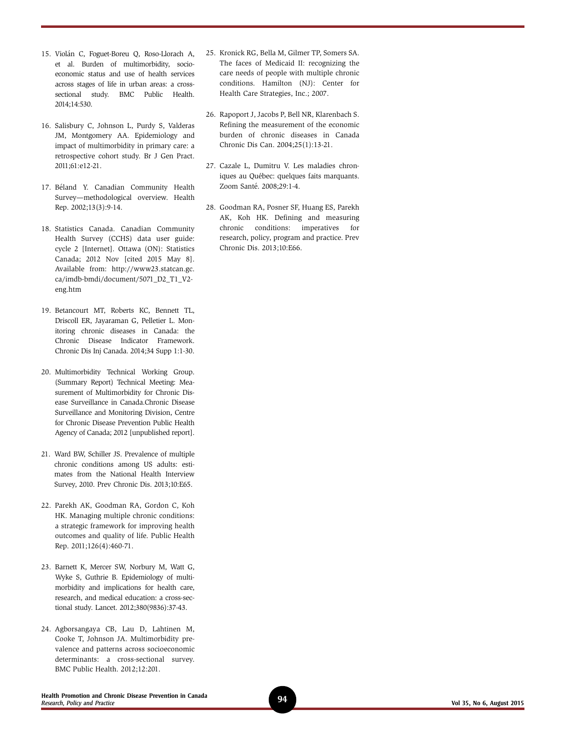15. Violán C, Foguet-Boreu Q, Roso-Llorach A, et al. Burden of multimorbidity, socioeconomic status and use of health services across stages of life in urban areas: a cross-sectional study. BMC Public Health. 2014;14:530.

16. Salisbury C, Johnson L, Purdy S, Valderas JM, Montgomery AA. Epidemiology and impact of multimorbidity in primary care: a retrospective cohort study. Br J Gen Pract. 2011;61:e12-21.

17. Béland Y. Canadian Community Health Survey—methodological overview. Health Rep. 2002;13(3):9-14.

18. Statistics Canada. Canadian Community Health Survey (CCHS) data user guide: cycle 2 [Internet]. Ottawa (ON): Statistics Canada; 2012 Nov [cited 2015 May 8]. Available from: http://www23.statcan.gc.ca/imdb-bmdi/document/5071_D2_T1_V2-eng.htm

19. Betancourt MT, Roberts KC, Bennett TL, Driscoll ER, Jayaraman G, Pelletier L. Monitoring chronic diseases in Canada: the Chronic Disease Indicator Framework. Chronic Dis Inj Canada. 2014;34 Supp 1:1-30.

20. Multimorbidity Technical Working Group. (Summary Report) Technical Meeting: Measurement of Multimorbidity for Chronic Disease Surveillance in Canada.Chronic Disease Surveillance and Monitoring Division, Centre for Chronic Disease Prevention Public Health Agency of Canada; 2012 [unpublished report].

21. Ward BW, Schiller JS. Prevalence of multiple chronic conditions among US adults: estimates from the National Health Interview Survey, 2010. Prev Chronic Dis. 2013;10:E65.

22. Parekh AK, Goodman RA, Gordon C, Koh HK. Managing multiple chronic conditions: a strategic framework for improving health outcomes and quality of life. Public Health Rep. 2011;126(4):460-71.

23. Barnett K, Mercer SW, Norbury M, Watt G, Wyke S, Guthrie B. Epidemiology of multimorbidity and implications for health care, research, and medical education: a cross-sectional study. Lancet. 2012;380(9836):37-43.

24. Agborsangaya CB, Lau D, Lahtinen M, Cooke T, Johnson JA. Multimorbidity prevalence and patterns across socioeconomic determinants: a cross-sectional survey. BMC Public Health. 2012;12:201.

25. Kronick RG, Bella M, Gilmer TP, Somers SA. The faces of Medicaid II: recognizing the care needs of people with multiple chronic conditions. Hamilton (NJ): Center for Health Care Strategies, Inc.; 2007.

26. Rapoport J, Jacobs P, Bell NR, Klarenbach S. Refining the measurement of the economic burden of chronic diseases in Canada Chronic Dis Can. 2004;25(1):13-21.

27. Cazale L, Dumitru V. Les maladies chroniques au Québec: quelques faits marquants. Zoom Santé. 2008;29:1-4.

28. Goodman RA, Posner SF, Huang ES, Parekh AK, Koh HK. Defining and measuring chronic conditions: imperatives for research, policy, program and practice. Prev Chronic Dis. 2013;10:E66.